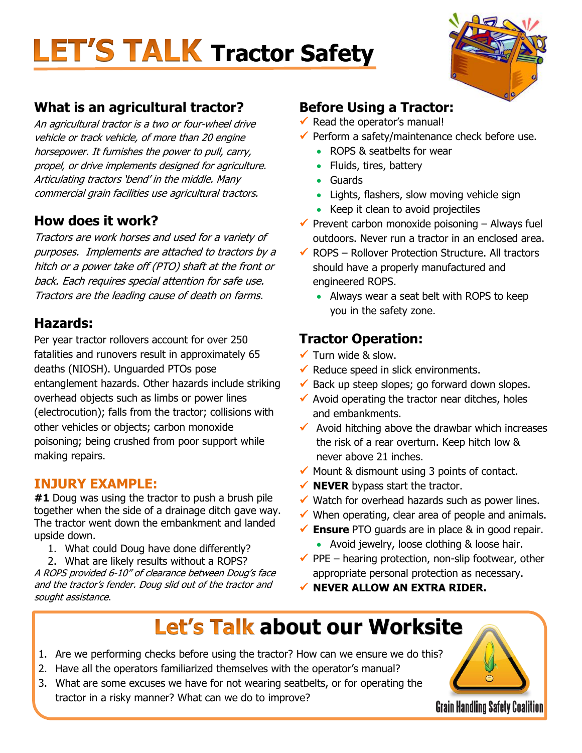# LET'S TALK Tractor Safety

## What is an agricultural tractor?

*An agricultural tractor is a two or four-wheel drive vehicle or track vehicle, of more than 20 engine horsepower. It furnishes the power to pull, carry, propel, or drive implements designed for agriculture. Articulating tractors 'bend' in the middle. Many commercial grain facilities use agricultural tractors.*

## How does it work?

*Tractors are work horses and used for a variety of purposes. Implements are attached to tractors by a hitch or a power take off (PTO) shaft at the front or back. Each requires special attention for safe use. Tractors are the leading cause of death on farms.*

## Hazards:

Per year tractor rollovers account for over 250 fatalities and runovers result in approximately 65 deaths (NIOSH). Unguarded PTOs pose entanglement hazards. Other hazards include striking overhead objects such as limbs or power lines (electrocution); falls from the tractor; collisions with other vehicles or objects; carbon monoxide poisoning; being crushed from poor support while making repairs.

## INJURY EXAMPLE:

**#1** Doug was using the tractor to push a brush pile together when the side of a drainage ditch gave way. The tractor went down the embankment and landed upside down.

1. What could Doug have done differently?
2. What are likely results without a ROPS?

*A ROPS provided 6-10" of clearance between Doug's face and the tractor's fender. Doug slid out of the tractor and sought assistance.*

## Before Using a Tractor:

- ✓ Read the operator's manual!
- ✓ Perform a safety/maintenance check before use.
  - ROPS & seatbelts for wear
  - Fluids, tires, battery
  - Guards
  - Lights, flashers, slow moving vehicle sign
  - Keep it clean to avoid projectiles
- ✓ Prevent carbon monoxide poisoning – Always fuel outdoors. Never run a tractor in an enclosed area.
- ✓ ROPS – Rollover Protection Structure. All tractors should have a properly manufactured and engineered ROPS.
  - Always wear a seat belt with ROPS to keep you in the safety zone.

## Tractor Operation:

- ✓ Turn wide & slow.
- ✓ Reduce speed in slick environments.
- ✓ Back up steep slopes; go forward down slopes.
- ✓ Avoid operating the tractor near ditches, holes and embankments.
- ✓ Avoid hitching above the drawbar which increases the risk of a rear overturn. Keep hitch low & never above 21 inches.
- ✓ Mount & dismount using 3 points of contact.
- ✓ **NEVER** bypass start the tractor.
- ✓ Watch for overhead hazards such as power lines.
- ✓ When operating, clear area of people and animals.
- ✓ **Ensure** PTO guards are in place & in good repair.
  - Avoid jewelry, loose clothing & loose hair.
- ✓ PPE – hearing protection, non-slip footwear, other appropriate personal protection as necessary.
- ✓ **NEVER ALLOW AN EXTRA RIDER.**

## Let's Talk about our Worksite

1. Are we performing checks before using the tractor? How can we ensure we do this?
2. Have all the operators familiarized themselves with the operator's manual?
3. What are some excuses we have for not wearing seatbelts, or for operating the tractor in a risky manner? What can we do to improve?

Grain Handling Safety Coalition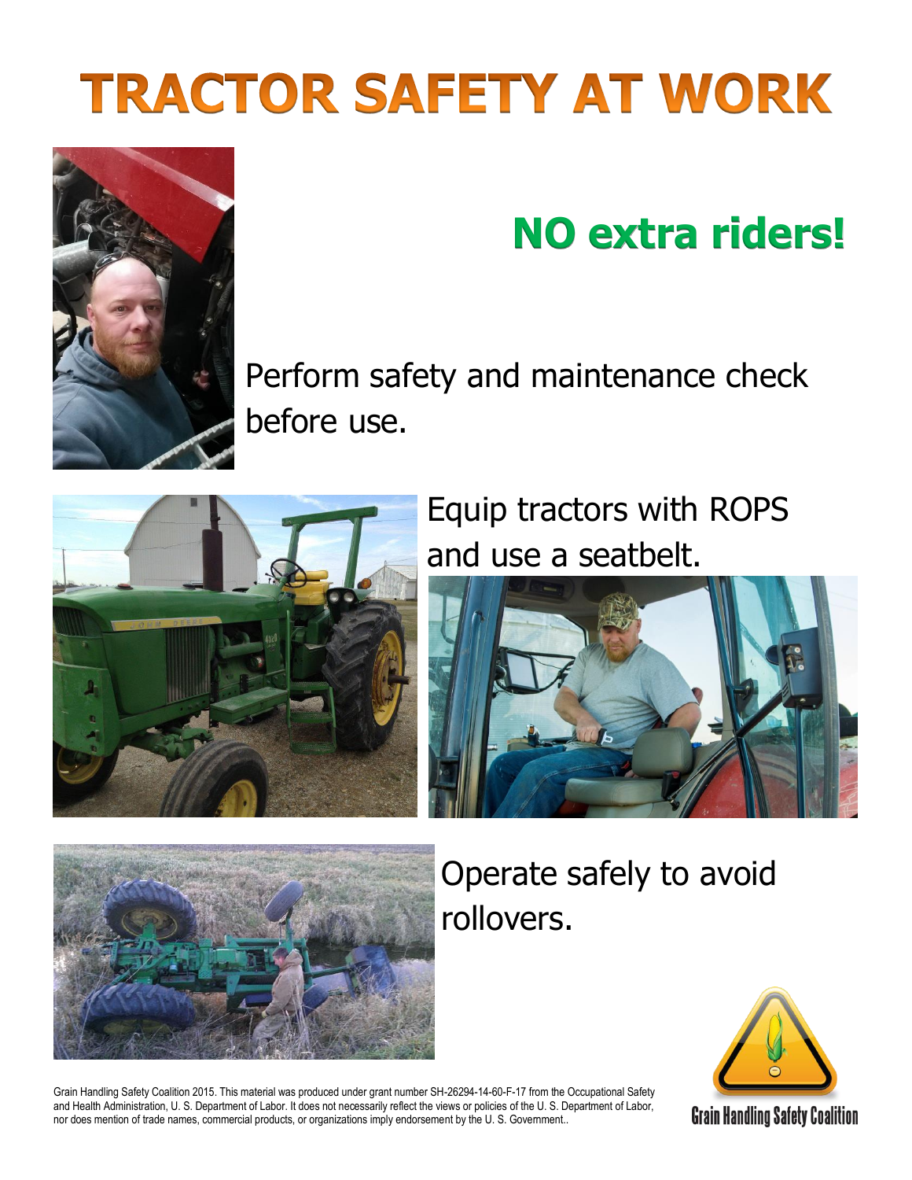# TRACTOR SAFETY AT WORK

## NO extra riders!

Perform safety and maintenance check before use.

Equip tractors with ROPS and use a seatbelt.

Operate safely to avoid rollovers.

Grain Handling Safety Coalition 2015. This material was produced under grant number SH-26294-14-60-F-17 from the Occupational Safety and Health Administration, U. S. Department of Labor. It does not necessarily reflect the views or policies of the U. S. Department of Labor, nor does mention of trade names, commercial products, or organizations imply endorsement by the U. S. Government..

Grain Handling Safety Coalition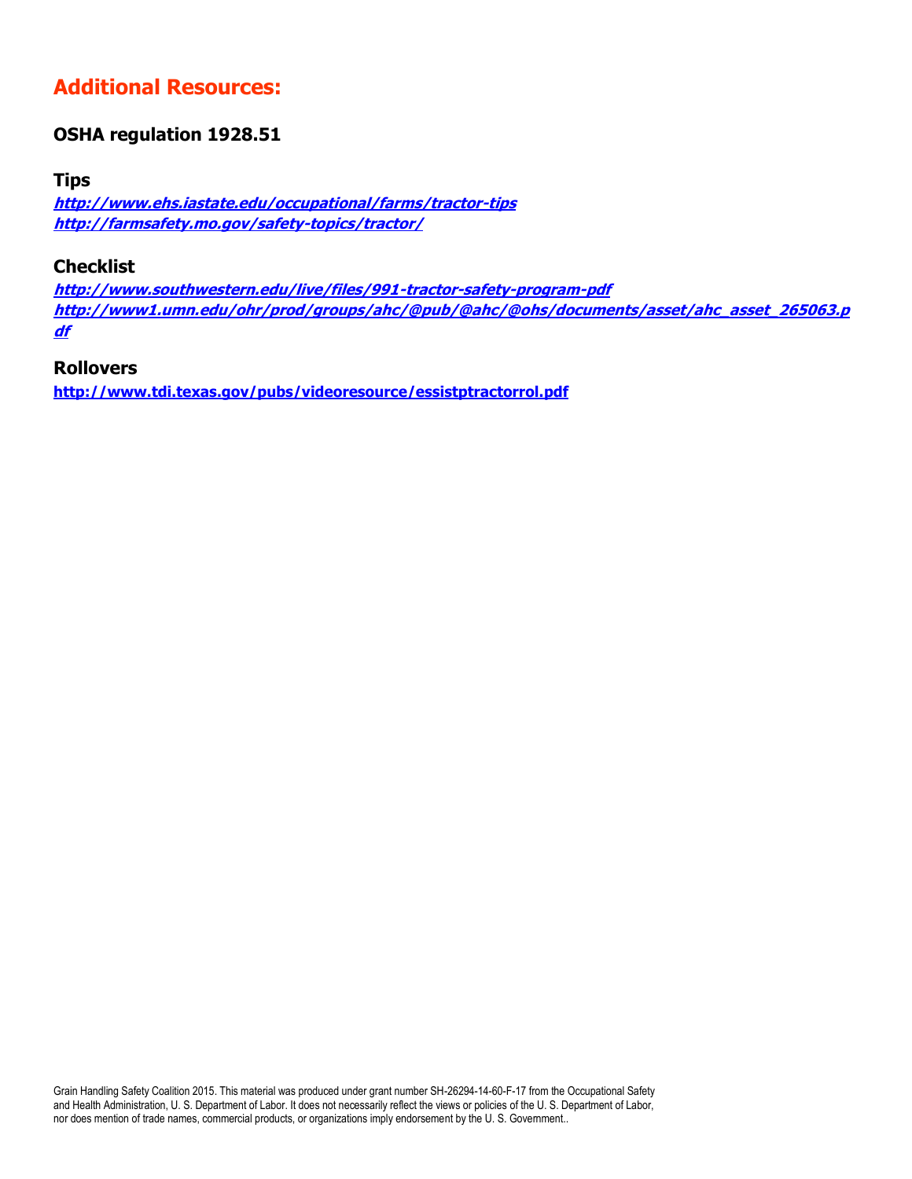## Additional Resources:

### OSHA regulation 1928.51

### Tips

***http://www.ehs.iastate.edu/occupational/farms/tractor-tips***
***http://farmsafety.mo.gov/safety-topics/tractor/***

### Checklist

***http://www.southwestern.edu/live/files/991-tractor-safety-program-pdf***
***http://www1.umn.edu/ohr/prod/groups/ahc/@pub/@ahc/@ohs/documents/asset/ahc_asset_265063.pdf***

### Rollovers

**http://www.tdi.texas.gov/pubs/videoresource/essistptractorrol.pdf**

Grain Handling Safety Coalition 2015. This material was produced under grant number SH-26294-14-60-F-17 from the Occupational Safety and Health Administration, U. S. Department of Labor. It does not necessarily reflect the views or policies of the U. S. Department of Labor, nor does mention of trade names, commercial products, or organizations imply endorsement by the U. S. Government..